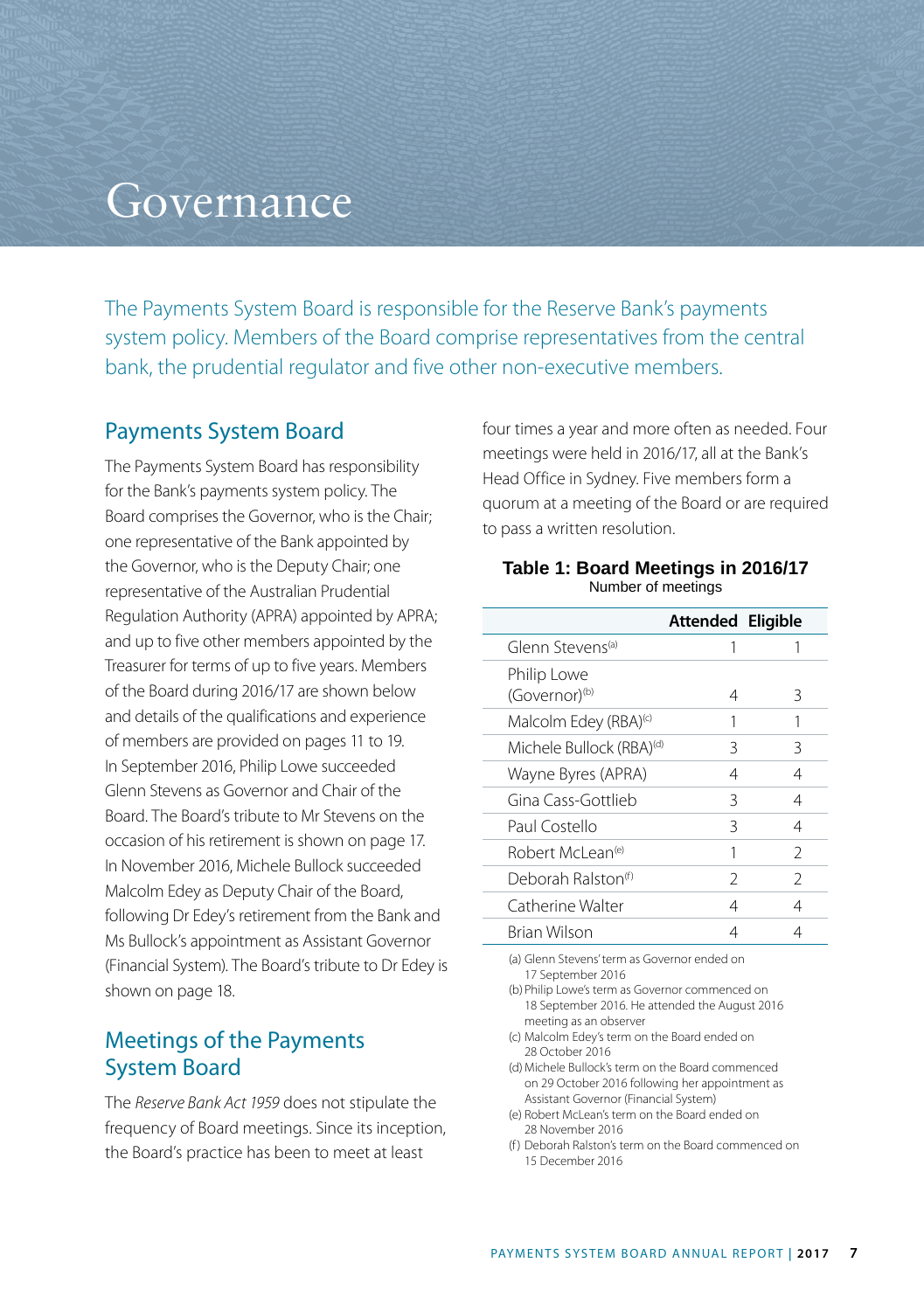# Governance

The Payments System Board is responsible for the Reserve Bank's payments system policy. Members of the Board comprise representatives from the central bank, the prudential regulator and five other non-executive members.

## Payments System Board

The Payments System Board has responsibility for the Bank's payments system policy. The Board comprises the Governor, who is the Chair; one representative of the Bank appointed by the Governor, who is the Deputy Chair; one representative of the Australian Prudential Regulation Authority (APRA) appointed by APRA; and up to five other members appointed by the Treasurer for terms of up to five years. Members of the Board during 2016/17 are shown below and details of the qualifications and experience of members are provided on pages 11 to 19. In September 2016, Philip Lowe succeeded Glenn Stevens as Governor and Chair of the Board. The Board's tribute to Mr Stevens on the occasion of his retirement is shown on page 17. In November 2016, Michele Bullock succeeded Malcolm Edey as Deputy Chair of the Board, following Dr Edey's retirement from the Bank and Ms Bullock's appointment as Assistant Governor (Financial System). The Board's tribute to Dr Edey is shown on page 18.

## Meetings of the Payments System Board

The *Reserve Bank Act 1959* does not stipulate the frequency of Board meetings. Since its inception, the Board's practice has been to meet at least four times a year and more often as needed. Four meetings were held in 2016/17, all at the Bank's Head Office in Sydney. Five members form a quorum at a meeting of the Board or are required to pass a written resolution.

**Table 1: Board Meetings in 2016/17**
Number of meetings

| | Attended | Eligible |
|---|---|---|
| Glenn Stevens[(a)] | 1 | 1 |
| Philip Lowe (Governor)[(b)] | 4 | 3 |
| Malcolm Edey (RBA)[(c)] | 1 | 1 |
| Michele Bullock (RBA)[(d)] | 3 | 3 |
| Wayne Byres (APRA) | 4 | 4 |
| Gina Cass-Gottlieb | 3 | 4 |
| Paul Costello | 3 | 4 |
| Robert McLean[(e)] | 1 | 2 |
| Deborah Ralston[(f)] | 2 | 2 |
| Catherine Walter | 4 | 4 |
| Brian Wilson | 4 | 4 |

(a) Glenn Stevens' term as Governor ended on 17 September 2016
(b) Philip Lowe's term as Governor commenced on 18 September 2016. He attended the August 2016 meeting as an observer
(c) Malcolm Edey's term on the Board ended on 28 October 2016
(d) Michele Bullock's term on the Board commenced on 29 October 2016 following her appointment as Assistant Governor (Financial System)
(e) Robert McLean's term on the Board ended on 28 November 2016
(f) Deborah Ralston's term on the Board commenced on 15 December 2016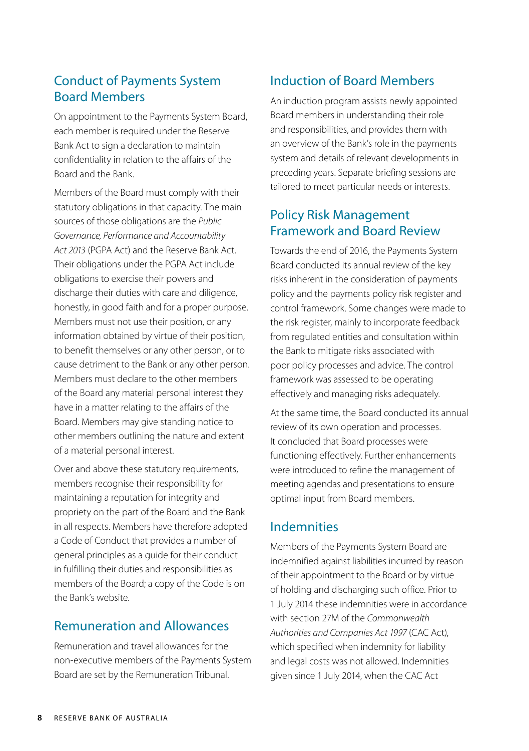## Conduct of Payments System Board Members

On appointment to the Payments System Board, each member is required under the Reserve Bank Act to sign a declaration to maintain confidentiality in relation to the affairs of the Board and the Bank.

Members of the Board must comply with their statutory obligations in that capacity. The main sources of those obligations are the *Public Governance, Performance and Accountability Act 2013* (PGPA Act) and the Reserve Bank Act. Their obligations under the PGPA Act include obligations to exercise their powers and discharge their duties with care and diligence, honestly, in good faith and for a proper purpose. Members must not use their position, or any information obtained by virtue of their position, to benefit themselves or any other person, or to cause detriment to the Bank or any other person. Members must declare to the other members of the Board any material personal interest they have in a matter relating to the affairs of the Board. Members may give standing notice to other members outlining the nature and extent of a material personal interest.

Over and above these statutory requirements, members recognise their responsibility for maintaining a reputation for integrity and propriety on the part of the Board and the Bank in all respects. Members have therefore adopted a Code of Conduct that provides a number of general principles as a guide for their conduct in fulfilling their duties and responsibilities as members of the Board; a copy of the Code is on the Bank's website.

## Remuneration and Allowances

Remuneration and travel allowances for the non-executive members of the Payments System Board are set by the Remuneration Tribunal.

## Induction of Board Members

An induction program assists newly appointed Board members in understanding their role and responsibilities, and provides them with an overview of the Bank's role in the payments system and details of relevant developments in preceding years. Separate briefing sessions are tailored to meet particular needs or interests.

## Policy Risk Management Framework and Board Review

Towards the end of 2016, the Payments System Board conducted its annual review of the key risks inherent in the consideration of payments policy and the payments policy risk register and control framework. Some changes were made to the risk register, mainly to incorporate feedback from regulated entities and consultation within the Bank to mitigate risks associated with poor policy processes and advice. The control framework was assessed to be operating effectively and managing risks adequately.

At the same time, the Board conducted its annual review of its own operation and processes. It concluded that Board processes were functioning effectively. Further enhancements were introduced to refine the management of meeting agendas and presentations to ensure optimal input from Board members.

## Indemnities

Members of the Payments System Board are indemnified against liabilities incurred by reason of their appointment to the Board or by virtue of holding and discharging such office. Prior to 1 July 2014 these indemnities were in accordance with section 27M of the *Commonwealth Authorities and Companies Act 1997* (CAC Act), which specified when indemnity for liability and legal costs was not allowed. Indemnities given since 1 July 2014, when the CAC Act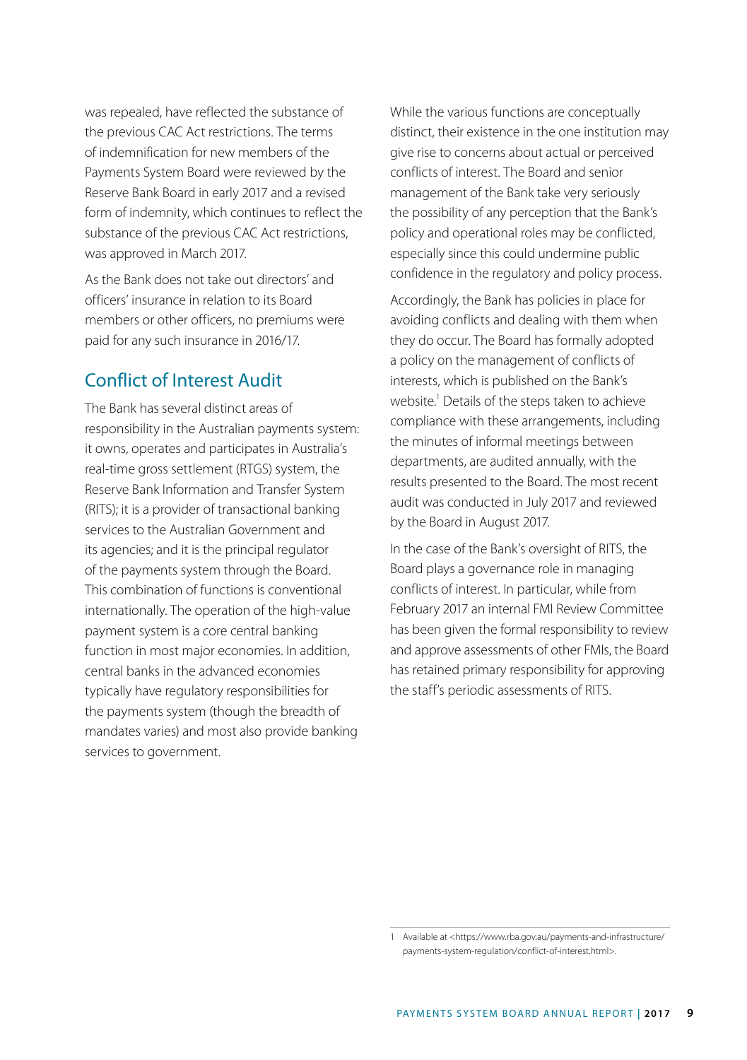was repealed, have reflected the substance of the previous CAC Act restrictions. The terms of indemnification for new members of the Payments System Board were reviewed by the Reserve Bank Board in early 2017 and a revised form of indemnity, which continues to reflect the substance of the previous CAC Act restrictions, was approved in March 2017.

As the Bank does not take out directors' and officers' insurance in relation to its Board members or other officers, no premiums were paid for any such insurance in 2016/17.

## Conflict of Interest Audit

The Bank has several distinct areas of responsibility in the Australian payments system: it owns, operates and participates in Australia's real-time gross settlement (RTGS) system, the Reserve Bank Information and Transfer System (RITS); it is a provider of transactional banking services to the Australian Government and its agencies; and it is the principal regulator of the payments system through the Board. This combination of functions is conventional internationally. The operation of the high-value payment system is a core central banking function in most major economies. In addition, central banks in the advanced economies typically have regulatory responsibilities for the payments system (though the breadth of mandates varies) and most also provide banking services to government.

While the various functions are conceptually distinct, their existence in the one institution may give rise to concerns about actual or perceived conflicts of interest. The Board and senior management of the Bank take very seriously the possibility of any perception that the Bank's policy and operational roles may be conflicted, especially since this could undermine public confidence in the regulatory and policy process.

Accordingly, the Bank has policies in place for avoiding conflicts and dealing with them when they do occur. The Board has formally adopted a policy on the management of conflicts of interests, which is published on the Bank's website.[1] Details of the steps taken to achieve compliance with these arrangements, including the minutes of informal meetings between departments, are audited annually, with the results presented to the Board. The most recent audit was conducted in July 2017 and reviewed by the Board in August 2017.

In the case of the Bank's oversight of RITS, the Board plays a governance role in managing conflicts of interest. In particular, while from February 2017 an internal FMI Review Committee has been given the formal responsibility to review and approve assessments of other FMIs, the Board has retained primary responsibility for approving the staff's periodic assessments of RITS.

1 Available at <https://www.rba.gov.au/payments-and-infrastructure/payments-system-regulation/conflict-of-interest.html>.